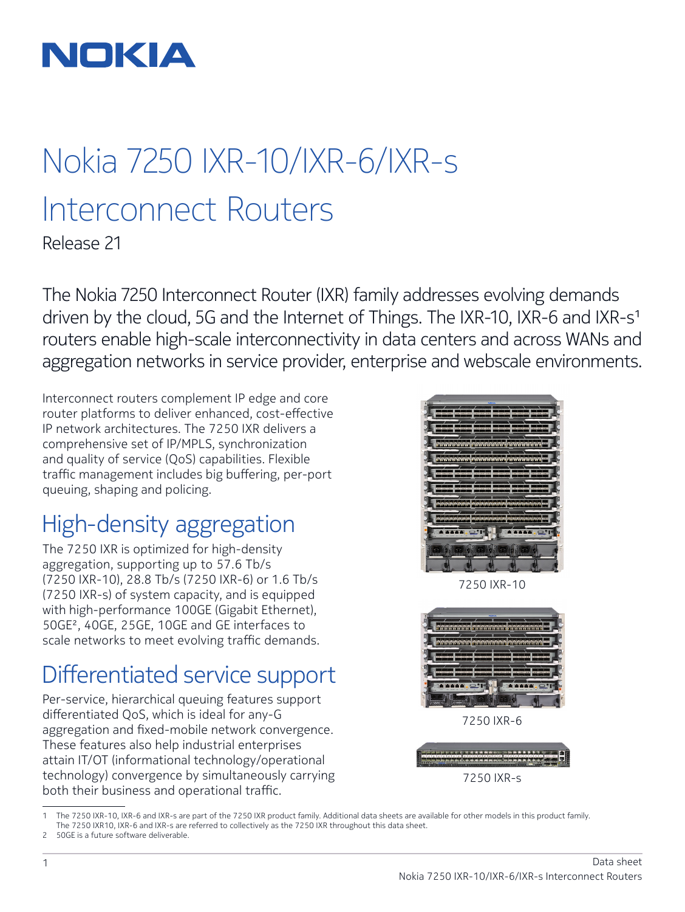NOKIA

# Nokia 7250 IXR-10/IXR-6/IXR-s Interconnect Routers

Release 21

The Nokia 7250 Interconnect Router (IXR) family addresses evolving demands driven by the cloud, 5G and the Internet of Things. The IXR-10, IXR-6 and IXR-s[1] routers enable high-scale interconnectivity in data centers and across WANs and aggregation networks in service provider, enterprise and webscale environments.

Interconnect routers complement IP edge and core router platforms to deliver enhanced, cost-effective IP network architectures. The 7250 IXR delivers a comprehensive set of IP/MPLS, synchronization and quality of service (QoS) capabilities. Flexible traffic management includes big buffering, per-port queuing, shaping and policing.

## High-density aggregation

The 7250 IXR is optimized for high-density aggregation, supporting up to 57.6 Tb/s (7250 IXR-10), 28.8 Tb/s (7250 IXR-6) or 1.6 Tb/s (7250 IXR-s) of system capacity, and is equipped with high-performance 100GE (Gigabit Ethernet), 50GE[2], 40GE, 25GE, 10GE and GE interfaces to scale networks to meet evolving traffic demands.

## Differentiated service support

Per-service, hierarchical queuing features support differentiated QoS, which is ideal for any-G aggregation and fixed-mobile network convergence. These features also help industrial enterprises attain IT/OT (informational technology/operational technology) convergence by simultaneously carrying both their business and operational traffic.

7250 IXR-10

7250 IXR-6

7250 IXR-s

1 The 7250 IXR-10, IXR-6 and IXR-s are part of the 7250 IXR product family. Additional data sheets are available for other models in this product family. The 7250 IXR10, IXR-6 and IXR-s are referred to collectively as the 7250 IXR throughout this data sheet.

2 50GE is a future software deliverable.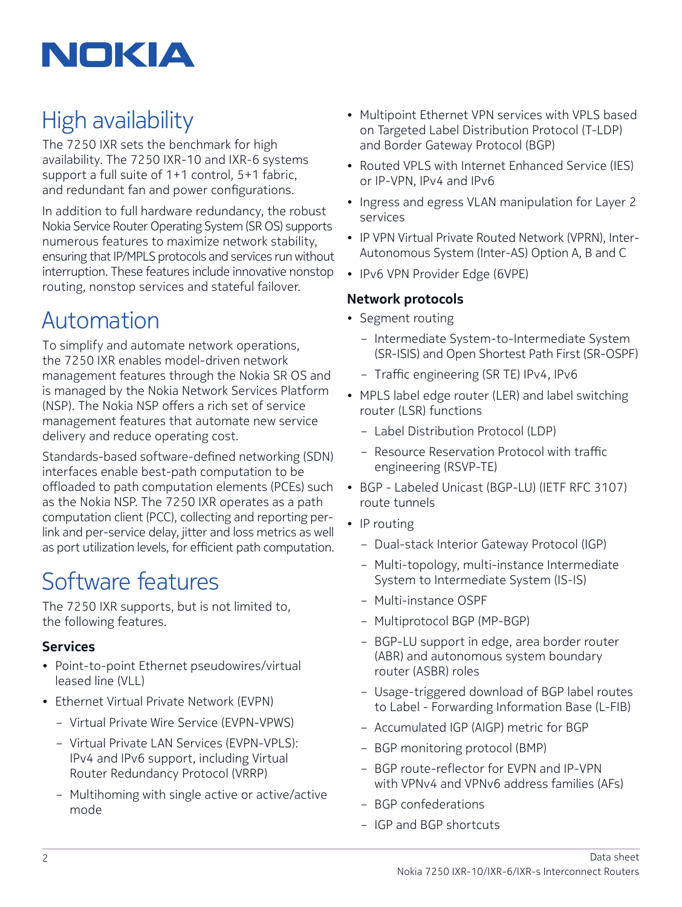## High availability

The 7250 IXR sets the benchmark for high availability. The 7250 IXR-10 and IXR-6 systems support a full suite of 1+1 control, 5+1 fabric, and redundant fan and power configurations.

In addition to full hardware redundancy, the robust Nokia Service Router Operating System (SR OS) supports numerous features to maximize network stability, ensuring that IP/MPLS protocols and services run without interruption. These features include innovative nonstop routing, nonstop services and stateful failover.

## Automation

To simplify and automate network operations, the 7250 IXR enables model-driven network management features through the Nokia SR OS and is managed by the Nokia Network Services Platform (NSP). The Nokia NSP offers a rich set of service management features that automate new service delivery and reduce operating cost.

Standards-based software-defined networking (SDN) interfaces enable best-path computation to be offloaded to path computation elements (PCEs) such as the Nokia NSP. The 7250 IXR operates as a path computation client (PCC), collecting and reporting per-link and per-service delay, jitter and loss metrics as well as port utilization levels, for efficient path computation.

## Software features

The 7250 IXR supports, but is not limited to, the following features.

### Services

- Point-to-point Ethernet pseudowires/virtual leased line (VLL)
- Ethernet Virtual Private Network (EVPN)
  - Virtual Private Wire Service (EVPN-VPWS)
  - Virtual Private LAN Services (EVPN-VPLS): IPv4 and IPv6 support, including Virtual Router Redundancy Protocol (VRRP)
  - Multihoming with single active or active/active mode
- Multipoint Ethernet VPN services with VPLS based on Targeted Label Distribution Protocol (T-LDP) and Border Gateway Protocol (BGP)
- Routed VPLS with Internet Enhanced Service (IES) or IP-VPN, IPv4 and IPv6
- Ingress and egress VLAN manipulation for Layer 2 services
- IP VPN Virtual Private Routed Network (VPRN), Inter-Autonomous System (Inter-AS) Option A, B and C
- IPv6 VPN Provider Edge (6VPE)

### Network protocols

- Segment routing
  - Intermediate System-to-Intermediate System (SR-ISIS) and Open Shortest Path First (SR-OSPF)
  - Traffic engineering (SR TE) IPv4, IPv6
- MPLS label edge router (LER) and label switching router (LSR) functions
  - Label Distribution Protocol (LDP)
  - Resource Reservation Protocol with traffic engineering (RSVP-TE)
- BGP - Labeled Unicast (BGP-LU) (IETF RFC 3107) route tunnels
- IP routing
  - Dual-stack Interior Gateway Protocol (IGP)
  - Multi-topology, multi-instance Intermediate System to Intermediate System (IS-IS)
  - Multi-instance OSPF
  - Multiprotocol BGP (MP-BGP)
  - BGP-LU support in edge, area border router (ABR) and autonomous system boundary router (ASBR) roles
  - Usage-triggered download of BGP label routes to Label - Forwarding Information Base (L-FIB)
  - Accumulated IGP (AIGP) metric for BGP
  - BGP monitoring protocol (BMP)
  - BGP route-reflector for EVPN and IP-VPN with VPNv4 and VPNv6 address families (AFs)
  - BGP confederations
  - IGP and BGP shortcuts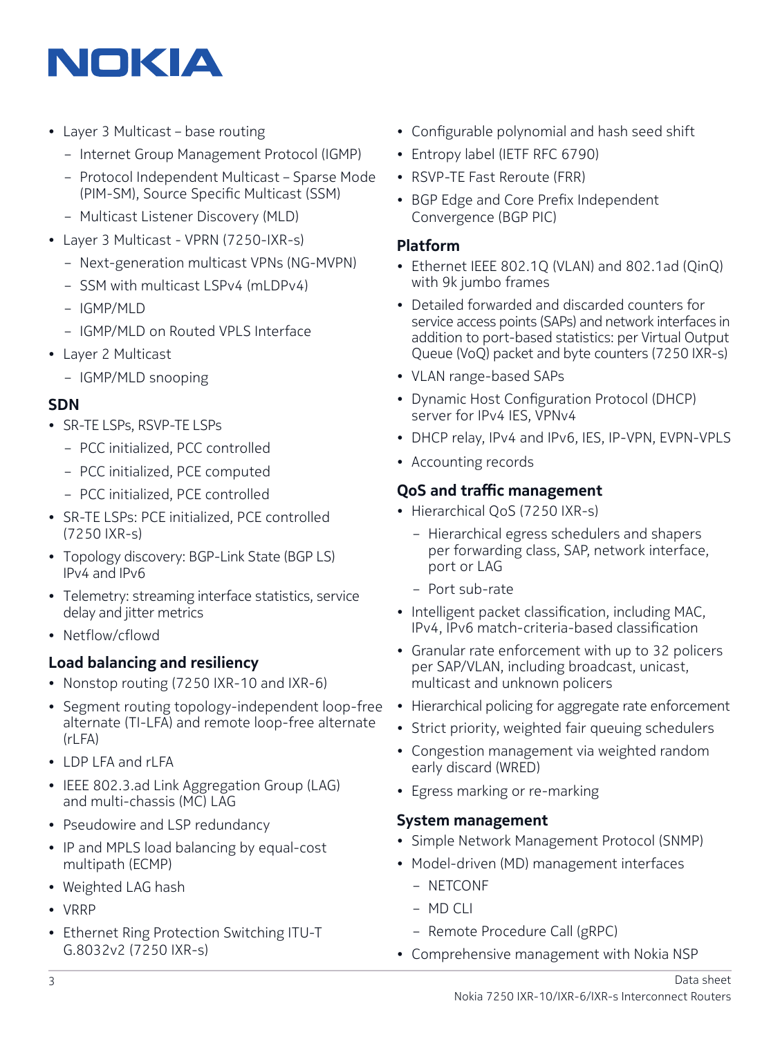- Layer 3 Multicast – base routing
  - Internet Group Management Protocol (IGMP)
  - Protocol Independent Multicast – Sparse Mode (PIM-SM), Source Specific Multicast (SSM)
  - Multicast Listener Discovery (MLD)
- Layer 3 Multicast - VPRN (7250-IXR-s)
  - Next-generation multicast VPNs (NG-MVPN)
  - SSM with multicast LSPv4 (mLDPv4)
  - IGMP/MLD
  - IGMP/MLD on Routed VPLS Interface
- Layer 2 Multicast
  - IGMP/MLD snooping

### SDN

- SR-TE LSPs, RSVP-TE LSPs
  - PCC initialized, PCC controlled
  - PCC initialized, PCE computed
  - PCC initialized, PCE controlled
- SR-TE LSPs: PCE initialized, PCE controlled (7250 IXR-s)
- Topology discovery: BGP-Link State (BGP LS) IPv4 and IPv6
- Telemetry: streaming interface statistics, service delay and jitter metrics
- Netflow/cflowd

### Load balancing and resiliency

- Nonstop routing (7250 IXR-10 and IXR-6)
- Segment routing topology-independent loop-free alternate (TI-LFA) and remote loop-free alternate (rLFA)
- LDP LFA and rLFA
- IEEE 802.3.ad Link Aggregation Group (LAG) and multi-chassis (MC) LAG
- Pseudowire and LSP redundancy
- IP and MPLS load balancing by equal-cost multipath (ECMP)
- Weighted LAG hash
- VRRP
- Ethernet Ring Protection Switching ITU-T G.8032v2 (7250 IXR-s)
- Configurable polynomial and hash seed shift
- Entropy label (IETF RFC 6790)
- RSVP-TE Fast Reroute (FRR)
- BGP Edge and Core Prefix Independent Convergence (BGP PIC)

### Platform

- Ethernet IEEE 802.1Q (VLAN) and 802.1ad (QinQ) with 9k jumbo frames
- Detailed forwarded and discarded counters for service access points (SAPs) and network interfaces in addition to port-based statistics: per Virtual Output Queue (VoQ) packet and byte counters (7250 IXR-s)
- VLAN range-based SAPs
- Dynamic Host Configuration Protocol (DHCP) server for IPv4 IES, VPNv4
- DHCP relay, IPv4 and IPv6, IES, IP-VPN, EVPN-VPLS
- Accounting records

### QoS and traffic management

- Hierarchical QoS (7250 IXR-s)
  - Hierarchical egress schedulers and shapers per forwarding class, SAP, network interface, port or LAG
  - Port sub-rate
- Intelligent packet classification, including MAC, IPv4, IPv6 match-criteria-based classification
- Granular rate enforcement with up to 32 policers per SAP/VLAN, including broadcast, unicast, multicast and unknown policers
- Hierarchical policing for aggregate rate enforcement
- Strict priority, weighted fair queuing schedulers
- Congestion management via weighted random early discard (WRED)
- Egress marking or re-marking

### System management

- Simple Network Management Protocol (SNMP)
- Model-driven (MD) management interfaces
  - NETCONF
  - MD CLI
  - Remote Procedure Call (gRPC)
- Comprehensive management with Nokia NSP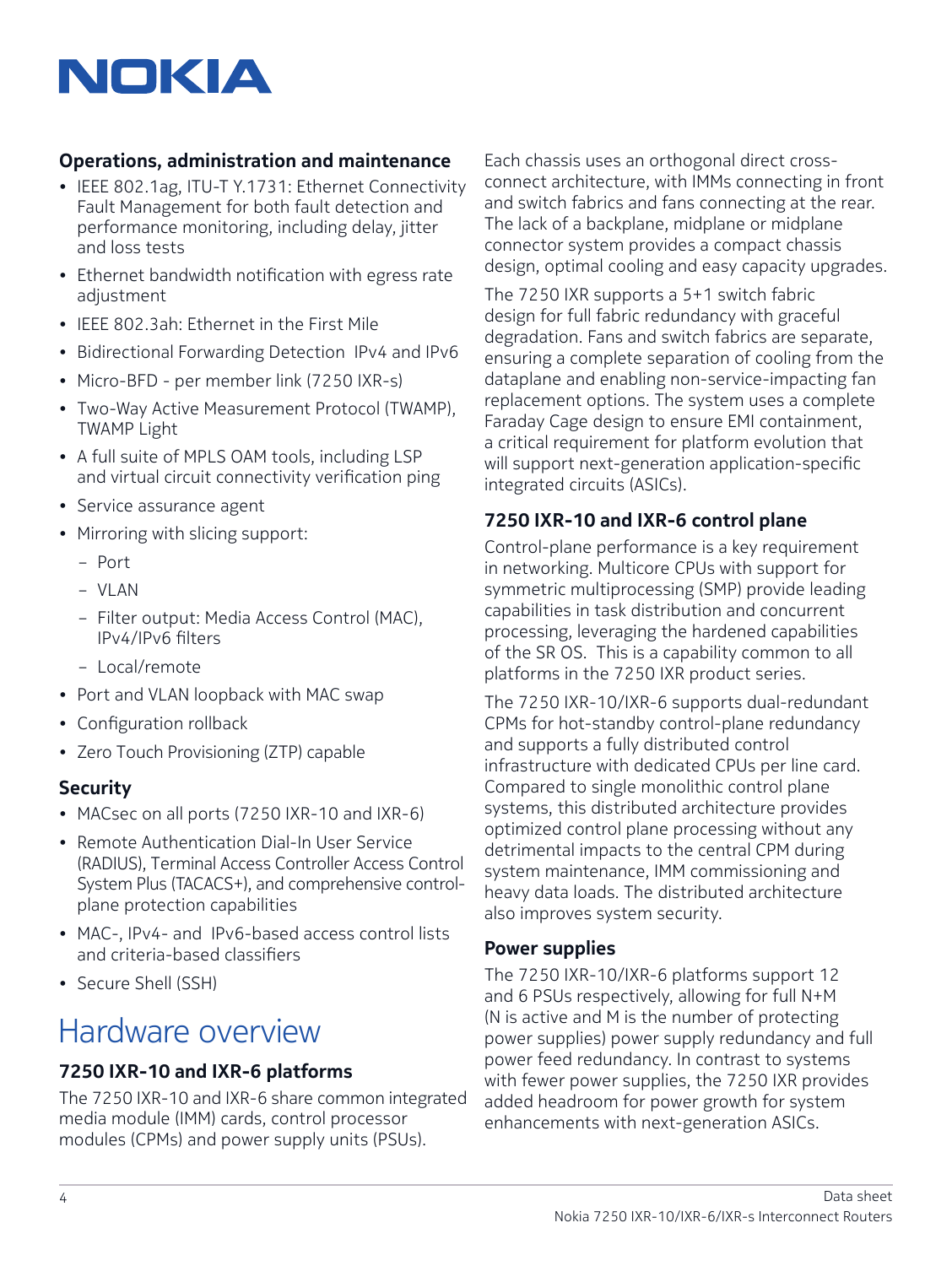### Operations, administration and maintenance

- IEEE 802.1ag, ITU-T Y.1731: Ethernet Connectivity Fault Management for both fault detection and performance monitoring, including delay, jitter and loss tests
- Ethernet bandwidth notification with egress rate adjustment
- IEEE 802.3ah: Ethernet in the First Mile
- Bidirectional Forwarding Detection IPv4 and IPv6
- Micro-BFD - per member link (7250 IXR-s)
- Two-Way Active Measurement Protocol (TWAMP), TWAMP Light
- A full suite of MPLS OAM tools, including LSP and virtual circuit connectivity verification ping
- Service assurance agent
- Mirroring with slicing support:
  - Port
  - VLAN
  - Filter output: Media Access Control (MAC), IPv4/IPv6 filters
  - Local/remote
- Port and VLAN loopback with MAC swap
- Configuration rollback
- Zero Touch Provisioning (ZTP) capable

### Security

- MACsec on all ports (7250 IXR-10 and IXR-6)
- Remote Authentication Dial-In User Service (RADIUS), Terminal Access Controller Access Control System Plus (TACACS+), and comprehensive control-plane protection capabilities
- MAC-, IPv4- and IPv6-based access control lists and criteria-based classifiers
- Secure Shell (SSH)

## Hardware overview

### 7250 IXR-10 and IXR-6 platforms

The 7250 IXR-10 and IXR-6 share common integrated media module (IMM) cards, control processor modules (CPMs) and power supply units (PSUs).

Each chassis uses an orthogonal direct cross-connect architecture, with IMMs connecting in front and switch fabrics and fans connecting at the rear. The lack of a backplane, midplane or midplane connector system provides a compact chassis design, optimal cooling and easy capacity upgrades.

The 7250 IXR supports a 5+1 switch fabric design for full fabric redundancy with graceful degradation. Fans and switch fabrics are separate, ensuring a complete separation of cooling from the dataplane and enabling non-service-impacting fan replacement options. The system uses a complete Faraday Cage design to ensure EMI containment, a critical requirement for platform evolution that will support next-generation application-specific integrated circuits (ASICs).

### 7250 IXR-10 and IXR-6 control plane

Control-plane performance is a key requirement in networking. Multicore CPUs with support for symmetric multiprocessing (SMP) provide leading capabilities in task distribution and concurrent processing, leveraging the hardened capabilities of the SR OS. This is a capability common to all platforms in the 7250 IXR product series.

The 7250 IXR-10/IXR-6 supports dual-redundant CPMs for hot-standby control-plane redundancy and supports a fully distributed control infrastructure with dedicated CPUs per line card. Compared to single monolithic control plane systems, this distributed architecture provides optimized control plane processing without any detrimental impacts to the central CPM during system maintenance, IMM commissioning and heavy data loads. The distributed architecture also improves system security.

### Power supplies

The 7250 IXR-10/IXR-6 platforms support 12 and 6 PSUs respectively, allowing for full N+M (N is active and M is the number of protecting power supplies) power supply redundancy and full power feed redundancy. In contrast to systems with fewer power supplies, the 7250 IXR provides added headroom for power growth for system enhancements with next-generation ASICs.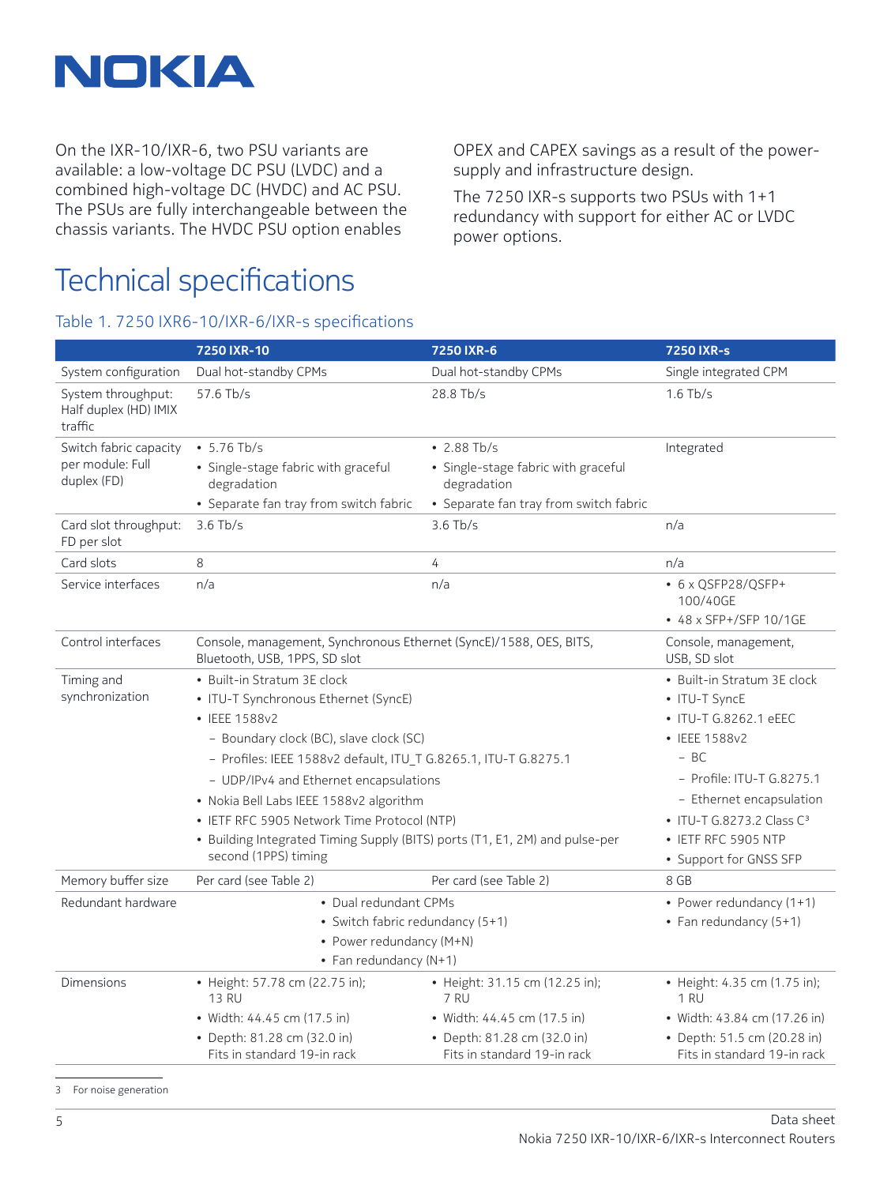On the IXR-10/IXR-6, two PSU variants are available: a low-voltage DC PSU (LVDC) and a combined high-voltage DC (HVDC) and AC PSU. The PSUs are fully interchangeable between the chassis variants. The HVDC PSU option enables OPEX and CAPEX savings as a result of the power-supply and infrastructure design.

The 7250 IXR-s supports two PSUs with 1+1 redundancy with support for either AC or LVDC power options.

# Technical specifications

## Table 1. 7250 IXR6-10/IXR-6/IXR-s specifications

| | 7250 IXR-10 | 7250 IXR-6 | 7250 IXR-s |
|---|---|---|---|
| System configuration | Dual hot-standby CPMs | Dual hot-standby CPMs | Single integrated CPM |
| System throughput: Half duplex (HD) IMIX traffic | 57.6 Tb/s | 28.8 Tb/s | 1.6 Tb/s |
| Switch fabric capacity per module: Full duplex (FD) | • 5.76 Tb/s<br>• Single-stage fabric with graceful degradation<br>• Separate fan tray from switch fabric | • 2.88 Tb/s<br>• Single-stage fabric with graceful degradation<br>• Separate fan tray from switch fabric | Integrated |
| Card slot throughput: FD per slot | 3.6 Tb/s | 3.6 Tb/s | n/a |
| Card slots | 8 | 4 | n/a |
| Service interfaces | n/a | n/a | • 6 x QSFP28/QSFP+ 100/40GE<br>• 48 x SFP+/SFP 10/1GE |
| Control interfaces | Console, management, Synchronous Ethernet (SyncE)/1588, OES, BITS, Bluetooth, USB, 1PPS, SD slot | | Console, management, USB, SD slot |
| Timing and synchronization | • Built-in Stratum 3E clock<br>• ITU-T Synchronous Ethernet (SyncE)<br>• IEEE 1588v2<br>  – Boundary clock (BC), slave clock (SC)<br>  – Profiles: IEEE 1588v2 default, ITU_T G.8265.1, ITU-T G.8275.1<br>  – UDP/IPv4 and Ethernet encapsulations<br>• Nokia Bell Labs IEEE 1588v2 algorithm<br>• IETF RFC 5905 Network Time Protocol (NTP)<br>• Building Integrated Timing Supply (BITS) ports (T1, E1, 2M) and pulse-per second (1PPS) timing | | • Built-in Stratum 3E clock<br>• ITU-T SyncE<br>• ITU-T G.8262.1 eEEC<br>• IEEE 1588v2<br>  – BC<br>  – Profile: ITU-T G.8275.1<br>  – Ethernet encapsulation<br>• ITU-T G.8273.2 Class C[3]<br>• IETF RFC 5905 NTP<br>• Support for GNSS SFP |
| Memory buffer size | Per card (see Table 2) | Per card (see Table 2) | 8 GB |
| Redundant hardware | • Dual redundant CPMs<br>• Switch fabric redundancy (5+1)<br>• Power redundancy (M+N)<br>• Fan redundancy (N+1) | | • Power redundancy (1+1)<br>• Fan redundancy (5+1) |
| Dimensions | • Height: 57.78 cm (22.75 in); 13 RU<br>• Width: 44.45 cm (17.5 in)<br>• Depth: 81.28 cm (32.0 in) Fits in standard 19-in rack | • Height: 31.15 cm (12.25 in); 7 RU<br>• Width: 44.45 cm (17.5 in)<br>• Depth: 81.28 cm (32.0 in) Fits in standard 19-in rack | • Height: 4.35 cm (1.75 in); 1 RU<br>• Width: 43.84 cm (17.26 in)<br>• Depth: 51.5 cm (20.28 in) Fits in standard 19-in rack |

3 For noise generation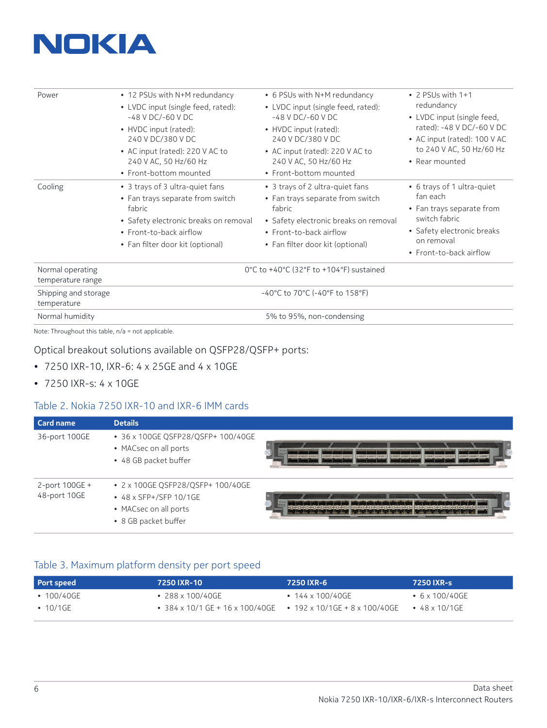| Power | • 12 PSUs with N+M redundancy<br>• LVDC input (single feed, rated): -48 V DC/-60 V DC<br>• HVDC input (rated): 240 V DC/380 V DC<br>• AC input (rated): 220 V AC to 240 V AC, 50 Hz/60 Hz<br>• Front-bottom mounted | • 6 PSUs with N+M redundancy<br>• LVDC input (single feed, rated): -48 V DC/-60 V DC<br>• HVDC input (rated): 240 V DC/380 V DC<br>• AC input (rated): 220 V AC to 240 V AC, 50 Hz/60 Hz<br>• Front-bottom mounted | • 2 PSUs with 1+1 redundancy<br>• LVDC input (single feed, rated): -48 V DC/-60 V DC<br>• AC input (rated): 100 V AC to 240 V AC, 50 Hz/60 Hz<br>• Rear mounted |
|---|---|---|---|
| Cooling | • 3 trays of 3 ultra-quiet fans<br>• Fan trays separate from switch fabric<br>• Safety electronic breaks on removal<br>• Front-to-back airflow<br>• Fan filter door kit (optional) | • 3 trays of 2 ultra-quiet fans<br>• Fan trays separate from switch fabric<br>• Safety electronic breaks on removal<br>• Front-to-back airflow<br>• Fan filter door kit (optional) | • 6 trays of 1 ultra-quiet fan each<br>• Fan trays separate from switch fabric<br>• Safety electronic breaks on removal<br>• Front-to-back airflow |
| Normal operating temperature range | 0°C to +40°C (32°F to +104°F) sustained | | |
| Shipping and storage temperature | -40°C to 70°C (-40°F to 158°F) | | |
| Normal humidity | 5% to 95%, non-condensing | | |

Note: Throughout this table, n/a = not applicable.

Optical breakout solutions available on QSFP28/QSFP+ ports:

- 7250 IXR-10, IXR-6: 4 x 25GE and 4 x 10GE
- 7250 IXR-s: 4 x 10GE

## Table 2. Nokia 7250 IXR-10 and IXR-6 IMM cards

| Card name | Details |
|---|---|
| 36-port 100GE | • 36 x 100GE QSFP28/QSFP+ 100/40GE<br>• MACsec on all ports<br>• 48 GB packet buffer |
| 2-port 100GE + 48-port 10GE | • 2 x 100GE QSFP28/QSFP+ 100/40GE<br>• 48 x SFP+/SFP 10/1GE<br>• MACsec on all ports<br>• 8 GB packet buffer |

## Table 3. Maximum platform density per port speed

| Port speed | 7250 IXR-10 | 7250 IXR-6 | 7250 IXR-s |
|---|---|---|---|
| • 100/40GE | • 288 x 100/40GE | • 144 x 100/40GE | • 6 x 100/40GE |
| • 10/1GE | • 384 x 10/1 GE + 16 x 100/40GE | • 192 x 10/1GE + 8 x 100/40GE | • 48 x 10/1GE |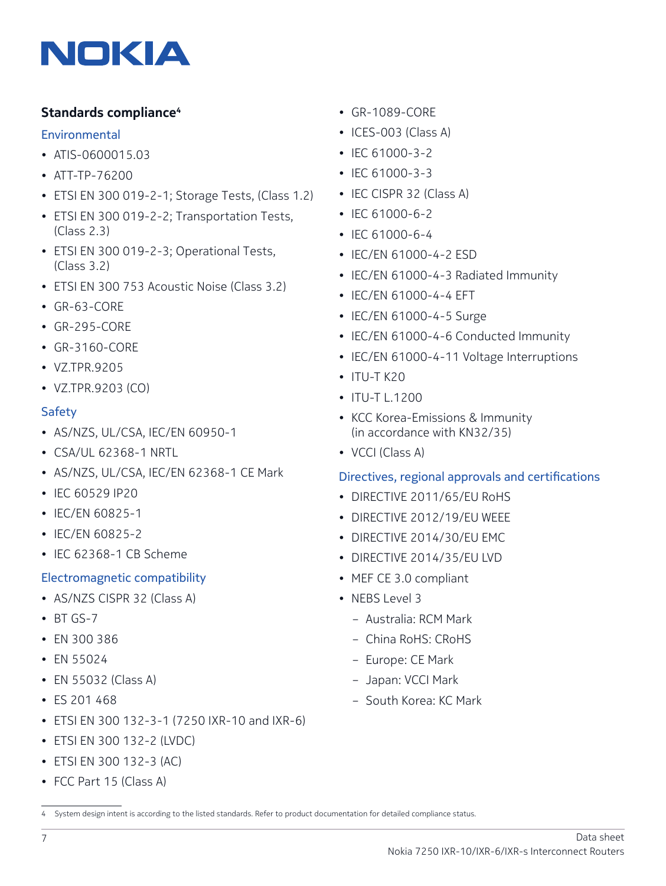## Standards compliance[4]

### Environmental

- ATIS-0600015.03
- ATT-TP-76200
- ETSI EN 300 019-2-1; Storage Tests, (Class 1.2)
- ETSI EN 300 019-2-2; Transportation Tests, (Class 2.3)
- ETSI EN 300 019-2-3; Operational Tests, (Class 3.2)
- ETSI EN 300 753 Acoustic Noise (Class 3.2)
- GR-63-CORE
- GR-295-CORE
- GR-3160-CORE
- VZ.TPR.9205
- VZ.TPR.9203 (CO)

### Safety

- AS/NZS, UL/CSA, IEC/EN 60950-1
- CSA/UL 62368-1 NRTL
- AS/NZS, UL/CSA, IEC/EN 62368-1 CE Mark
- IEC 60529 IP20
- IEC/EN 60825-1
- IEC/EN 60825-2
- IEC 62368-1 CB Scheme

### Electromagnetic compatibility

- AS/NZS CISPR 32 (Class A)
- BT GS-7
- EN 300 386
- EN 55024
- EN 55032 (Class A)
- ES 201 468
- ETSI EN 300 132-3-1 (7250 IXR-10 and IXR-6)
- ETSI EN 300 132-2 (LVDC)
- ETSI EN 300 132-3 (AC)
- FCC Part 15 (Class A)
- GR-1089-CORE
- ICES-003 (Class A)
- IEC 61000-3-2
- IEC 61000-3-3
- IEC CISPR 32 (Class A)
- IEC 61000-6-2
- IEC 61000-6-4
- IEC/EN 61000-4-2 ESD
- IEC/EN 61000-4-3 Radiated Immunity
- IEC/EN 61000-4-4 EFT
- IEC/EN 61000-4-5 Surge
- IEC/EN 61000-4-6 Conducted Immunity
- IEC/EN 61000-4-11 Voltage Interruptions
- ITU-T K20
- ITU-T L.1200
- KCC Korea-Emissions & Immunity (in accordance with KN32/35)
- VCCI (Class A)

### Directives, regional approvals and certifications

- DIRECTIVE 2011/65/EU RoHS
- DIRECTIVE 2012/19/EU WEEE
- DIRECTIVE 2014/30/EU EMC
- DIRECTIVE 2014/35/EU LVD
- MEF CE 3.0 compliant
- NEBS Level 3
  - Australia: RCM Mark
  - China RoHS: CRoHS
  - Europe: CE Mark
  - Japan: VCCI Mark
  - South Korea: KC Mark

---

4 System design intent is according to the listed standards. Refer to product documentation for detailed compliance status.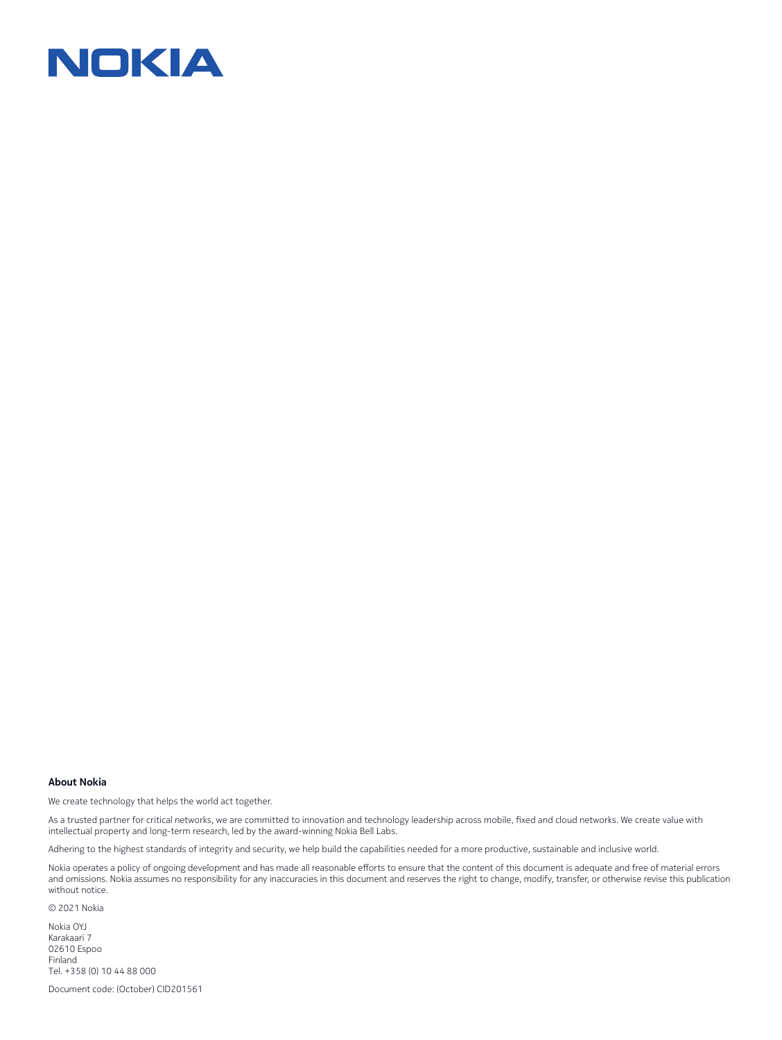NOKIA

**About Nokia**

We create technology that helps the world act together.

As a trusted partner for critical networks, we are committed to innovation and technology leadership across mobile, fixed and cloud networks. We create value with intellectual property and long-term research, led by the award-winning Nokia Bell Labs.

Adhering to the highest standards of integrity and security, we help build the capabilities needed for a more productive, sustainable and inclusive world.

Nokia operates a policy of ongoing development and has made all reasonable efforts to ensure that the content of this document is adequate and free of material errors and omissions. Nokia assumes no responsibility for any inaccuracies in this document and reserves the right to change, modify, transfer, or otherwise revise this publication without notice.

© 2021 Nokia

Nokia OYJ
Karakaari 7
02610 Espoo
Finland
Tel. +358 (0) 10 44 88 000

Document code: (October) CID201561